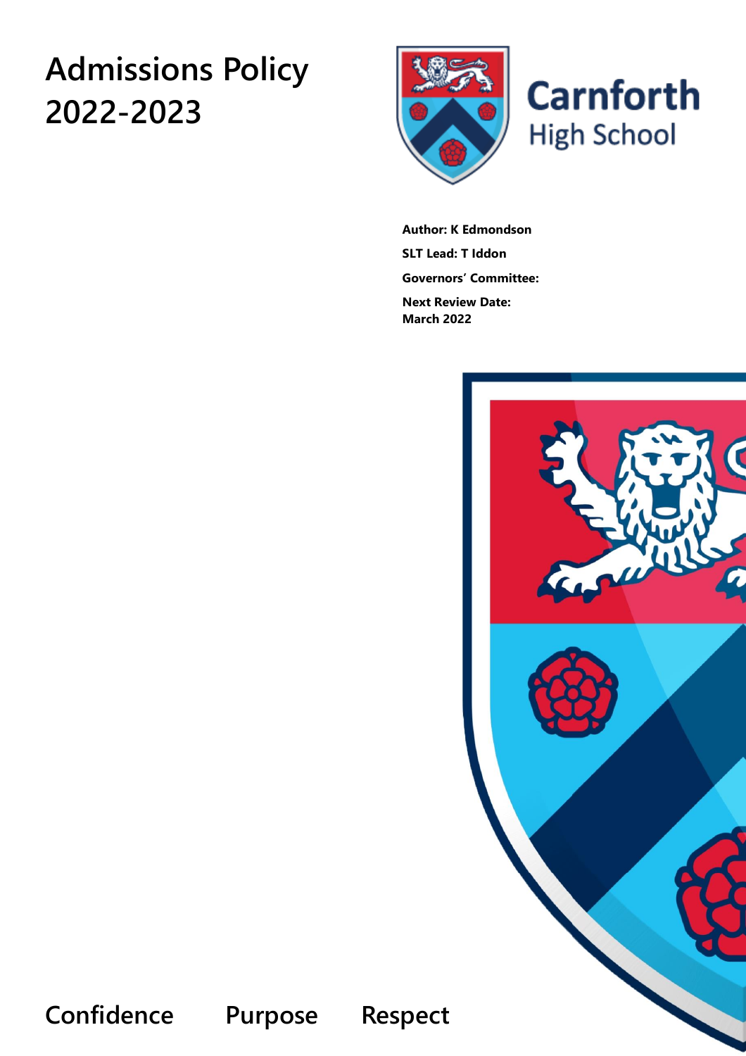# Admissions Policy 2022-2023

Carnforth High School

**Author: K Edmondson**

**SLT Lead: T Iddon**

**Governors' Committee:**

**Next Review Date: March 2022**

Confidence Purpose Respect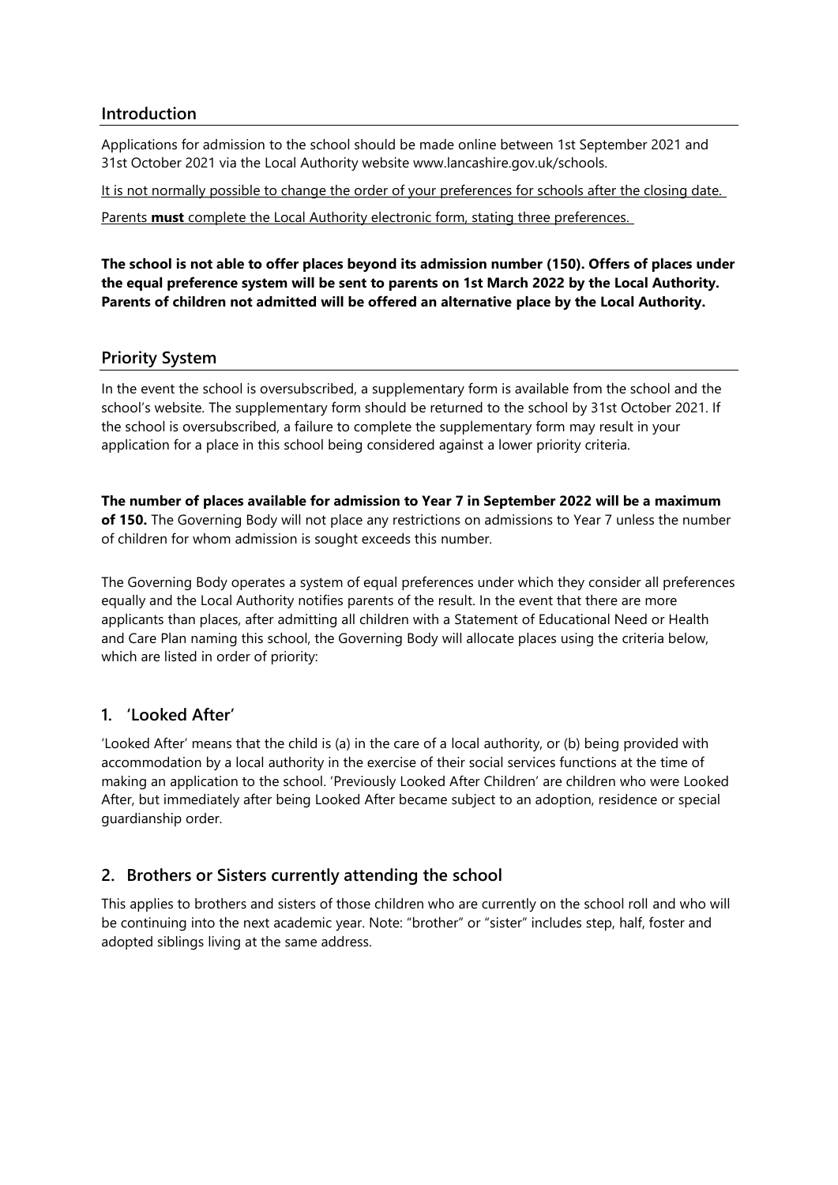## Introduction

Applications for admission to the school should be made online between 1st September 2021 and 31st October 2021 via the Local Authority website www.lancashire.gov.uk/schools.

<u>It is not normally possible to change the order of your preferences for schools after the closing date.</u>

<u>Parents **must** complete the Local Authority electronic form, stating three preferences.</u>

**The school is not able to offer places beyond its admission number (150). Offers of places under the equal preference system will be sent to parents on 1st March 2022 by the Local Authority. Parents of children not admitted will be offered an alternative place by the Local Authority.**

## Priority System

In the event the school is oversubscribed, a supplementary form is available from the school and the school's website. The supplementary form should be returned to the school by 31st October 2021. If the school is oversubscribed, a failure to complete the supplementary form may result in your application for a place in this school being considered against a lower priority criteria.

**The number of places available for admission to Year 7 in September 2022 will be a maximum of 150.** The Governing Body will not place any restrictions on admissions to Year 7 unless the number of children for whom admission is sought exceeds this number.

The Governing Body operates a system of equal preferences under which they consider all preferences equally and the Local Authority notifies parents of the result. In the event that there are more applicants than places, after admitting all children with a Statement of Educational Need or Health and Care Plan naming this school, the Governing Body will allocate places using the criteria below, which are listed in order of priority:

## 1. 'Looked After'

'Looked After' means that the child is (a) in the care of a local authority, or (b) being provided with accommodation by a local authority in the exercise of their social services functions at the time of making an application to the school. 'Previously Looked After Children' are children who were Looked After, but immediately after being Looked After became subject to an adoption, residence or special guardianship order.

## 2. Brothers or Sisters currently attending the school

This applies to brothers and sisters of those children who are currently on the school roll and who will be continuing into the next academic year. Note: "brother" or "sister" includes step, half, foster and adopted siblings living at the same address.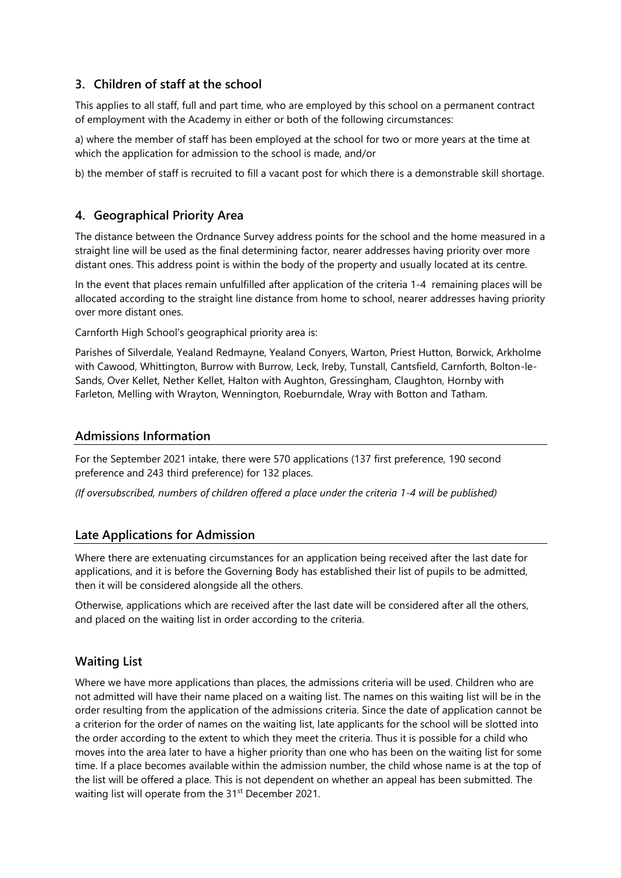## 3. Children of staff at the school

This applies to all staff, full and part time, who are employed by this school on a permanent contract of employment with the Academy in either or both of the following circumstances:

a) where the member of staff has been employed at the school for two or more years at the time at which the application for admission to the school is made, and/or

b) the member of staff is recruited to fill a vacant post for which there is a demonstrable skill shortage.

## 4. Geographical Priority Area

The distance between the Ordnance Survey address points for the school and the home measured in a straight line will be used as the final determining factor, nearer addresses having priority over more distant ones. This address point is within the body of the property and usually located at its centre.

In the event that places remain unfulfilled after application of the criteria 1-4 remaining places will be allocated according to the straight line distance from home to school, nearer addresses having priority over more distant ones.

Carnforth High School's geographical priority area is:

Parishes of Silverdale, Yealand Redmayne, Yealand Conyers, Warton, Priest Hutton, Borwick, Arkholme with Cawood, Whittington, Burrow with Burrow, Leck, Ireby, Tunstall, Cantsfield, Carnforth, Bolton-le-Sands, Over Kellet, Nether Kellet, Halton with Aughton, Gressingham, Claughton, Hornby with Farleton, Melling with Wrayton, Wennington, Roeburndale, Wray with Botton and Tatham.

## Admissions Information

For the September 2021 intake, there were 570 applications (137 first preference, 190 second preference and 243 third preference) for 132 places.

*(If oversubscribed, numbers of children offered a place under the criteria 1-4 will be published)*

## Late Applications for Admission

Where there are extenuating circumstances for an application being received after the last date for applications, and it is before the Governing Body has established their list of pupils to be admitted, then it will be considered alongside all the others.

Otherwise, applications which are received after the last date will be considered after all the others, and placed on the waiting list in order according to the criteria.

## Waiting List

Where we have more applications than places, the admissions criteria will be used. Children who are not admitted will have their name placed on a waiting list. The names on this waiting list will be in the order resulting from the application of the admissions criteria. Since the date of application cannot be a criterion for the order of names on the waiting list, late applicants for the school will be slotted into the order according to the extent to which they meet the criteria. Thus it is possible for a child who moves into the area later to have a higher priority than one who has been on the waiting list for some time. If a place becomes available within the admission number, the child whose name is at the top of the list will be offered a place. This is not dependent on whether an appeal has been submitted. The waiting list will operate from the 31st December 2021.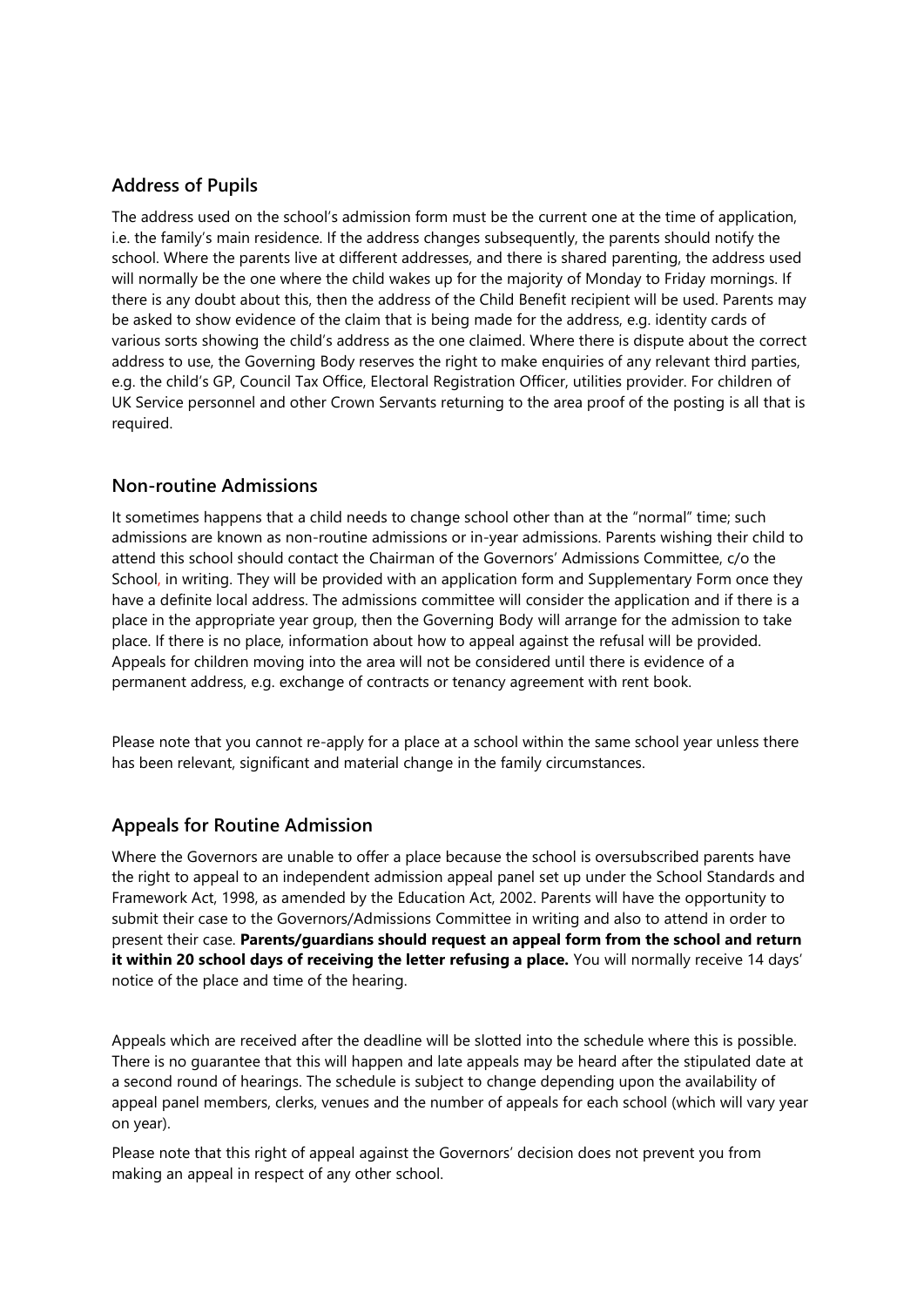## Address of Pupils

The address used on the school's admission form must be the current one at the time of application, i.e. the family's main residence. If the address changes subsequently, the parents should notify the school. Where the parents live at different addresses, and there is shared parenting, the address used will normally be the one where the child wakes up for the majority of Monday to Friday mornings. If there is any doubt about this, then the address of the Child Benefit recipient will be used. Parents may be asked to show evidence of the claim that is being made for the address, e.g. identity cards of various sorts showing the child's address as the one claimed. Where there is dispute about the correct address to use, the Governing Body reserves the right to make enquiries of any relevant third parties, e.g. the child's GP, Council Tax Office, Electoral Registration Officer, utilities provider. For children of UK Service personnel and other Crown Servants returning to the area proof of the posting is all that is required.

## Non-routine Admissions

It sometimes happens that a child needs to change school other than at the "normal" time; such admissions are known as non-routine admissions or in-year admissions. Parents wishing their child to attend this school should contact the Chairman of the Governors' Admissions Committee, c/o the School, in writing. They will be provided with an application form and Supplementary Form once they have a definite local address. The admissions committee will consider the application and if there is a place in the appropriate year group, then the Governing Body will arrange for the admission to take place. If there is no place, information about how to appeal against the refusal will be provided. Appeals for children moving into the area will not be considered until there is evidence of a permanent address, e.g. exchange of contracts or tenancy agreement with rent book.

Please note that you cannot re-apply for a place at a school within the same school year unless there has been relevant, significant and material change in the family circumstances.

## Appeals for Routine Admission

Where the Governors are unable to offer a place because the school is oversubscribed parents have the right to appeal to an independent admission appeal panel set up under the School Standards and Framework Act, 1998, as amended by the Education Act, 2002. Parents will have the opportunity to submit their case to the Governors/Admissions Committee in writing and also to attend in order to present their case. **Parents/guardians should request an appeal form from the school and return it within 20 school days of receiving the letter refusing a place.** You will normally receive 14 days' notice of the place and time of the hearing.

Appeals which are received after the deadline will be slotted into the schedule where this is possible. There is no guarantee that this will happen and late appeals may be heard after the stipulated date at a second round of hearings. The schedule is subject to change depending upon the availability of appeal panel members, clerks, venues and the number of appeals for each school (which will vary year on year).

Please note that this right of appeal against the Governors' decision does not prevent you from making an appeal in respect of any other school.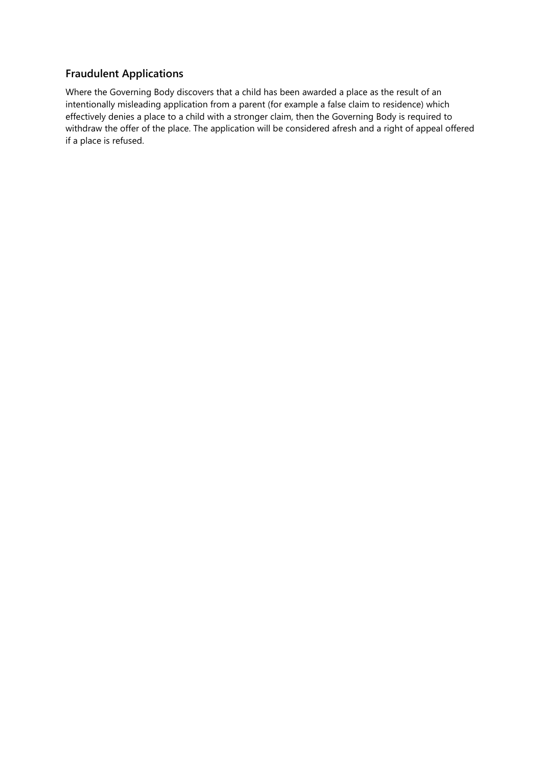## Fraudulent Applications

Where the Governing Body discovers that a child has been awarded a place as the result of an intentionally misleading application from a parent (for example a false claim to residence) which effectively denies a place to a child with a stronger claim, then the Governing Body is required to withdraw the offer of the place. The application will be considered afresh and a right of appeal offered if a place is refused.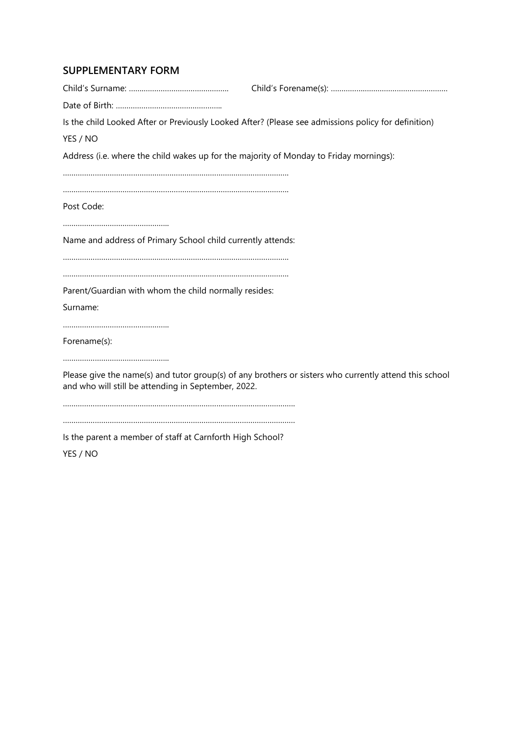## SUPPLEMENTARY FORM

Child's Surname: ………………………………………… Child's Forename(s): ………………………………………………

Date of Birth: ……………………………………………

Is the child Looked After or Previously Looked After? (Please see admissions policy for definition)

YES / NO

Address (i.e. where the child wakes up for the majority of Monday to Friday mornings):

………………………………………………………………………………………………

………………………………………………………………………………………………

Post Code:

……………………………………………

Name and address of Primary School child currently attends:

………………………………………………………………………………………………

………………………………………………………………………………………………

Parent/Guardian with whom the child normally resides:

Surname:

……………………………………………

Forename(s):

……………………………………………

Please give the name(s) and tutor group(s) of any brothers or sisters who currently attend this school and who will still be attending in September, 2022.

………………………………………………………………………………………………

………………………………………………………………………………………………

Is the parent a member of staff at Carnforth High School?

YES / NO